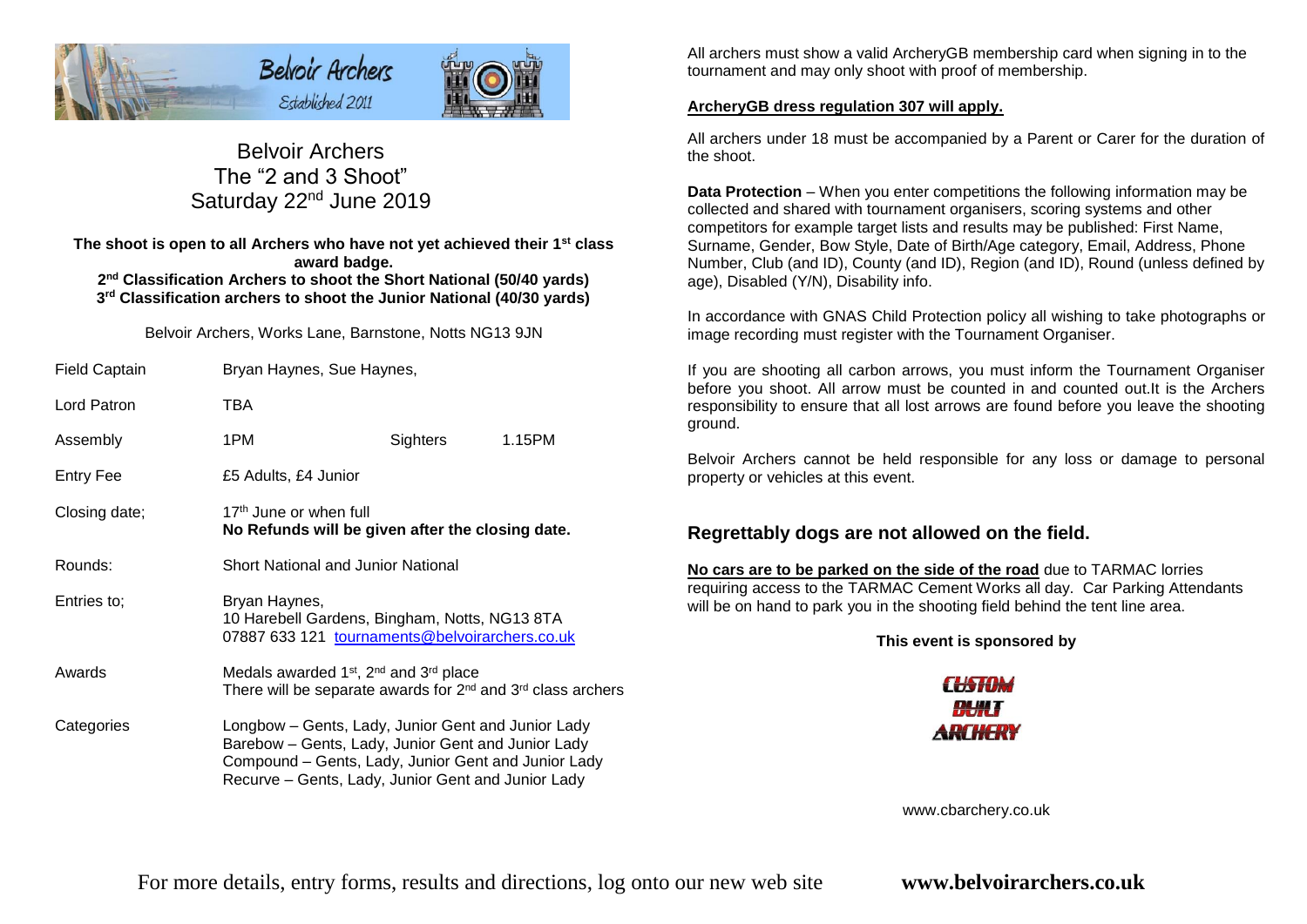Belvoir Archers
Established 2011

# Belvoir Archers
## The "2 and 3 Shoot"
## Saturday 22nd June 2019

**The shoot is open to all Archers who have not yet achieved their 1st class award badge.**
**2nd Classification Archers to shoot the Short National (50/40 yards)**
**3rd Classification archers to shoot the Junior National (40/30 yards)**

Belvoir Archers, Works Lane, Barnstone, Notts NG13 9JN

| | |
|---|---|
| Field Captain | Bryan Haynes, Sue Haynes, |
| Lord Patron | TBA |
| Assembly | 1PM Sighters 1.15PM |
| Entry Fee | £5 Adults, £4 Junior |
| Closing date; | 17th June or when full **No Refunds will be given after the closing date.** |
| Rounds: | Short National and Junior National |
| Entries to; | Bryan Haynes, 10 Harebell Gardens, Bingham, Notts, NG13 8TA 07887 633 121 tournaments@belvoirarchers.co.uk |
| Awards | Medals awarded 1st, 2nd and 3rd place There will be separate awards for 2nd and 3rd class archers |
| Categories | Longbow – Gents, Lady, Junior Gent and Junior Lady Barebow – Gents, Lady, Junior Gent and Junior Lady Compound – Gents, Lady, Junior Gent and Junior Lady Recurve – Gents, Lady, Junior Gent and Junior Lady |

All archers must show a valid ArcheryGB membership card when signing in to the tournament and may only shoot with proof of membership.

**ArcheryGB dress regulation 307 will apply.**

All archers under 18 must be accompanied by a Parent or Carer for the duration of the shoot.

**Data Protection** – When you enter competitions the following information may be collected and shared with tournament organisers, scoring systems and other competitors for example target lists and results may be published: First Name, Surname, Gender, Bow Style, Date of Birth/Age category, Email, Address, Phone Number, Club (and ID), County (and ID), Region (and ID), Round (unless defined by age), Disabled (Y/N), Disability info.

In accordance with GNAS Child Protection policy all wishing to take photographs or image recording must register with the Tournament Organiser.

If you are shooting all carbon arrows, you must inform the Tournament Organiser before you shoot. All arrow must be counted in and counted out.It is the Archers responsibility to ensure that all lost arrows are found before you leave the shooting ground.

Belvoir Archers cannot be held responsible for any loss or damage to personal property or vehicles at this event.

## Regrettably dogs are not allowed on the field.

**No cars are to be parked on the side of the road** due to TARMAC lorries requiring access to the TARMAC Cement Works all day. Car Parking Attendants will be on hand to park you in the shooting field behind the tent line area.

**This event is sponsored by**

CUSTOM BUILT ARCHERY

www.cbarchery.co.uk

For more details, entry forms, results and directions, log onto our new web site **www.belvoirarchers.co.uk**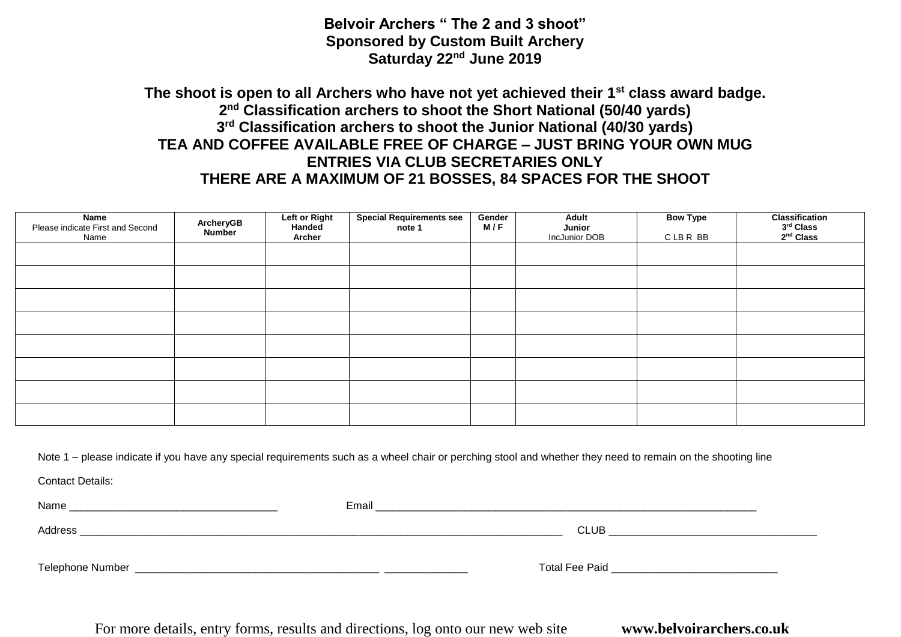**Belvoir Archers " The 2 and 3 shoot"**
**Sponsored by Custom Built Archery**
**Saturday 22nd June 2019**

**The shoot is open to all Archers who have not yet achieved their 1st class award badge.**
**2nd Classification archers to shoot the Short National (50/40 yards)**
**3rd Classification archers to shoot the Junior National (40/30 yards)**
**TEA AND COFFEE AVAILABLE FREE OF CHARGE – JUST BRING YOUR OWN MUG**
**ENTRIES VIA CLUB SECRETARIES ONLY**
**THERE ARE A MAXIMUM OF 21 BOSSES, 84 SPACES FOR THE SHOOT**

| **Name** Please indicate First and Second Name | **ArcheryGB Number** | **Left or Right Handed Archer** | **Special Requirements see note 1** | **Gender M / F** | **Adult Junior** IncJunior DOB | **Bow Type** C LB R BB | **Classification 3rd Class 2nd Class** |
|---|---|---|---|---|---|---|---|
| | | | | | | | |
| | | | | | | | |
| | | | | | | | |
| | | | | | | | |
| | | | | | | | |
| | | | | | | | |
| | | | | | | | |
| | | | | | | | |

Note 1 – please indicate if you have any special requirements such as a wheel chair or perching stool and whether they need to remain on the shooting line

Contact Details:

Name ___________________________________ Email _________________________________________________________________

Address ____________________________________________________________________________________ CLUB ___________________________________

Telephone Number __________________________________________ ______________ Total Fee Paid _____________________________

For more details, entry forms, results and directions, log onto our new web site **www.belvoirarchers.co.uk**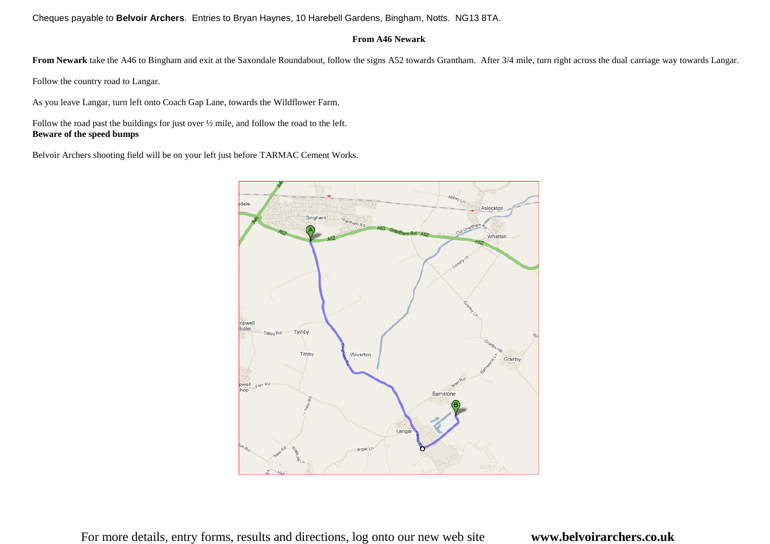Cheques payable to **Belvoir Archers**. Entries to Bryan Haynes, 10 Harebell Gardens, Bingham, Notts. NG13 8TA.

**From A46 Newark**

**From Newark** take the A46 to Bingham and exit at the Saxondale Roundabout, follow the signs A52 towards Grantham. After 3/4 mile, turn right across the dual carriage way towards Langar.

Follow the country road to Langar.

As you leave Langar, turn left onto Coach Gap Lane, towards the Wildflower Farm.

Follow the road past the buildings for just over ½ mile, and follow the road to the left.
**Beware of the speed bumps**

Belvoir Archers shooting field will be on your left just before TARMAC Cement Works.

For more details, entry forms, results and directions, log onto our new web site **www.belvoirarchers.co.uk**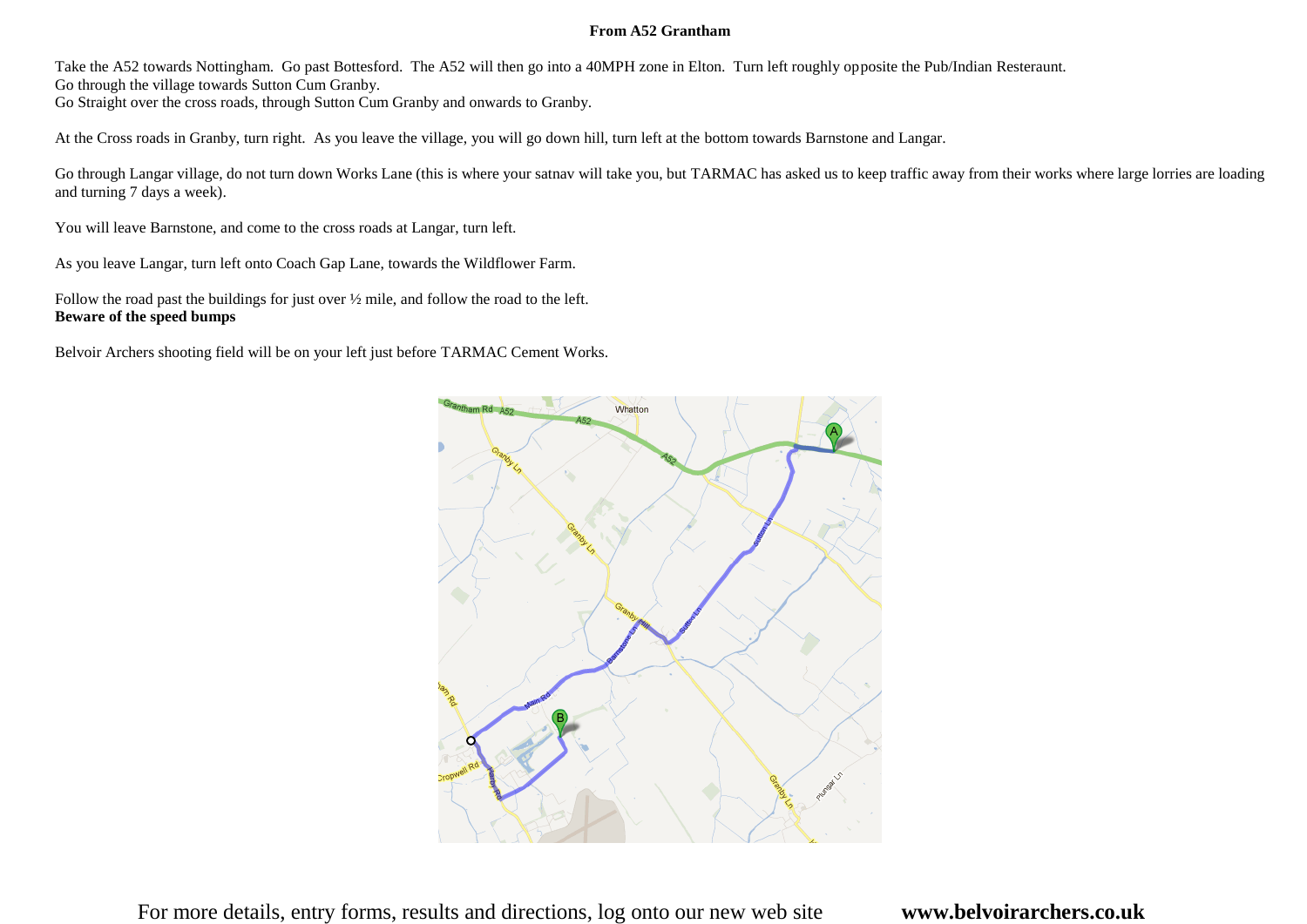## From A52 Grantham

Take the A52 towards Nottingham. Go past Bottesford. The A52 will then go into a 40MPH zone in Elton. Turn left roughly opposite the Pub/Indian Resteraunt.
Go through the village towards Sutton Cum Granby.
Go Straight over the cross roads, through Sutton Cum Granby and onwards to Granby.

At the Cross roads in Granby, turn right. As you leave the village, you will go down hill, turn left at the bottom towards Barnstone and Langar.

Go through Langar village, do not turn down Works Lane (this is where your satnav will take you, but TARMAC has asked us to keep traffic away from their works where large lorries are loading and turning 7 days a week).

You will leave Barnstone, and come to the cross roads at Langar, turn left.

As you leave Langar, turn left onto Coach Gap Lane, towards the Wildflower Farm.

Follow the road past the buildings for just over ½ mile, and follow the road to the left.
**Beware of the speed bumps**

Belvoir Archers shooting field will be on your left just before TARMAC Cement Works.

For more details, entry forms, results and directions, log onto our new web site **www.belvoirarchers.co.uk**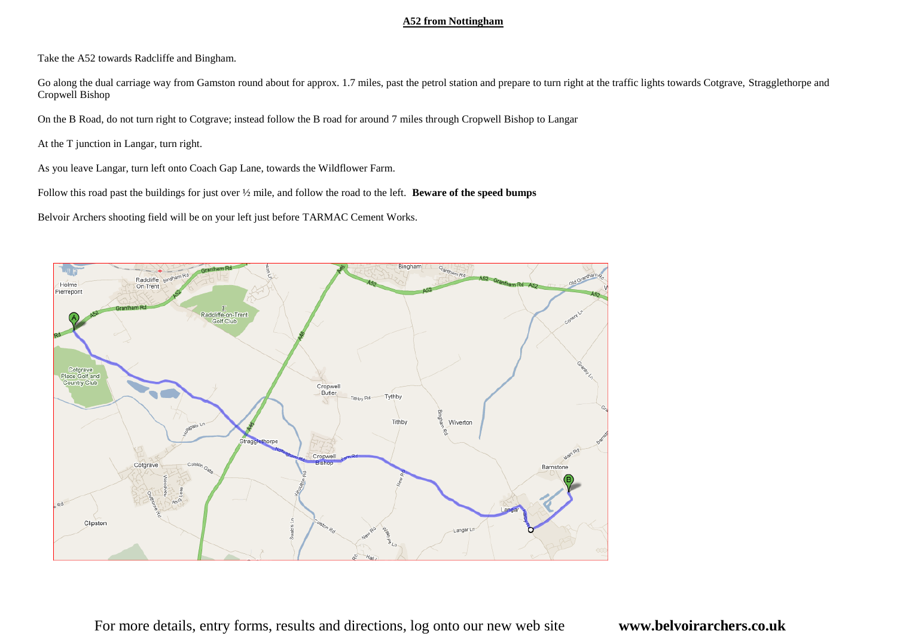## A52 from Nottingham

Take the A52 towards Radcliffe and Bingham.

Go along the dual carriage way from Gamston round about for approx. 1.7 miles, past the petrol station and prepare to turn right at the traffic lights towards Cotgrave, Stragglethorpe and Cropwell Bishop

On the B Road, do not turn right to Cotgrave; instead follow the B road for around 7 miles through Cropwell Bishop to Langar

At the T junction in Langar, turn right.

As you leave Langar, turn left onto Coach Gap Lane, towards the Wildflower Farm.

Follow this road past the buildings for just over ½ mile, and follow the road to the left. **Beware of the speed bumps**

Belvoir Archers shooting field will be on your left just before TARMAC Cement Works.

For more details, entry forms, results and directions, log onto our new web site **www.belvoirarchers.co.uk**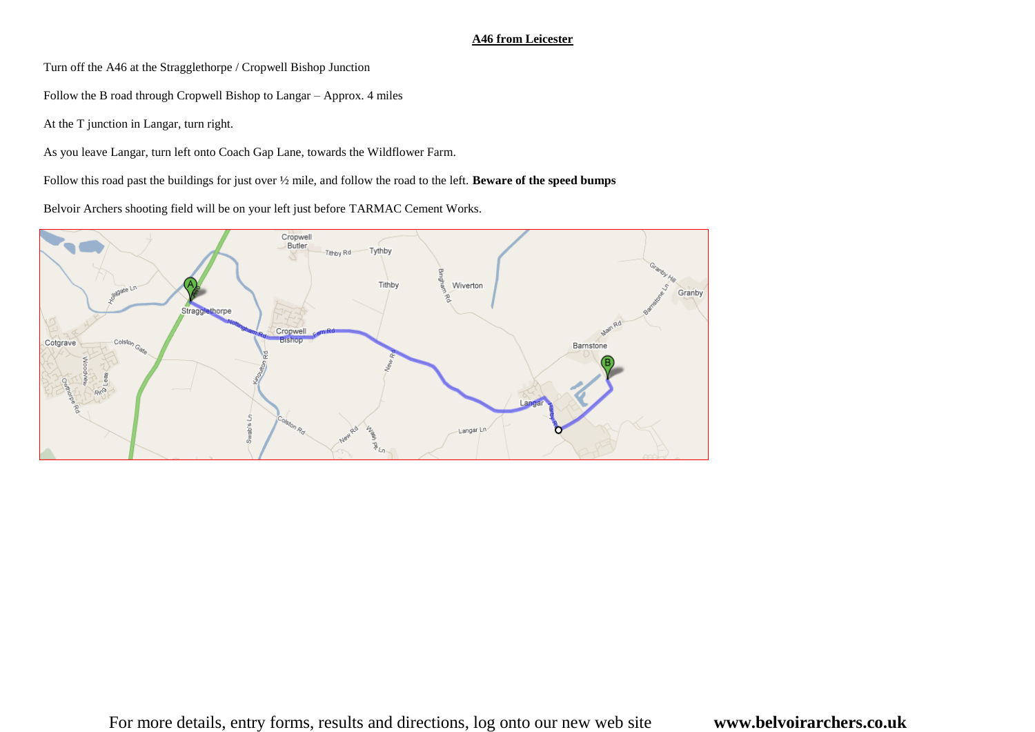**A46 from Leicester**

Turn off the A46 at the Stragglethorpe / Cropwell Bishop Junction

Follow the B road through Cropwell Bishop to Langar – Approx. 4 miles

At the T junction in Langar, turn right.

As you leave Langar, turn left onto Coach Gap Lane, towards the Wildflower Farm.

Follow this road past the buildings for just over ½ mile, and follow the road to the left. **Beware of the speed bumps**

Belvoir Archers shooting field will be on your left just before TARMAC Cement Works.

For more details, entry forms, results and directions, log onto our new web site **www.belvoirarchers.co.uk**